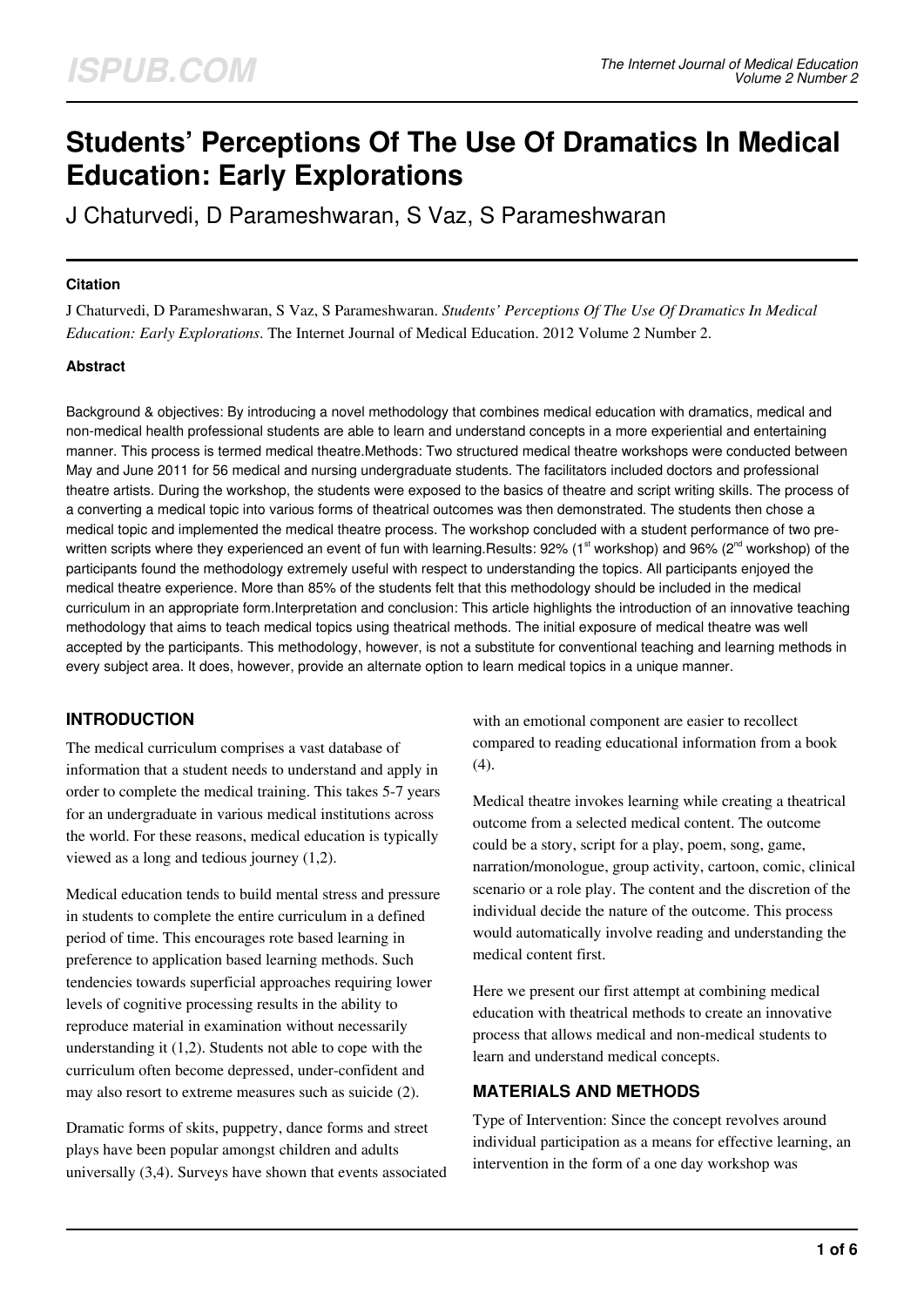# Students' Perceptions Of The Use Of Dramatics In Medical Education: Early Explorations

J Chaturvedi, D Parameshwaran, S Vaz, S Parameshwaran

### Citation

J Chaturvedi, D Parameshwaran, S Vaz, S Parameshwaran. *Students' Perceptions Of The Use Of Dramatics In Medical Education: Early Explorations*. The Internet Journal of Medical Education. 2012 Volume 2 Number 2.

### Abstract

Background & objectives: By introducing a novel methodology that combines medical education with dramatics, medical and non-medical health professional students are able to learn and understand concepts in a more experiential and entertaining manner. This process is termed medical theatre.Methods: Two structured medical theatre workshops were conducted between May and June 2011 for 56 medical and nursing undergraduate students. The facilitators included doctors and professional theatre artists. During the workshop, the students were exposed to the basics of theatre and script writing skills. The process of a converting a medical topic into various forms of theatrical outcomes was then demonstrated. The students then chose a medical topic and implemented the medical theatre process. The workshop concluded with a student performance of two pre-written scripts where they experienced an event of fun with learning.Results: 92% (1st workshop) and 96% (2nd workshop) of the participants found the methodology extremely useful with respect to understanding the topics. All participants enjoyed the medical theatre experience. More than 85% of the students felt that this methodology should be included in the medical curriculum in an appropriate form.Interpretation and conclusion: This article highlights the introduction of an innovative teaching methodology that aims to teach medical topics using theatrical methods. The initial exposure of medical theatre was well accepted by the participants. This methodology, however, is not a substitute for conventional teaching and learning methods in every subject area. It does, however, provide an alternate option to learn medical topics in a unique manner.

## INTRODUCTION

The medical curriculum comprises a vast database of information that a student needs to understand and apply in order to complete the medical training. This takes 5-7 years for an undergraduate in various medical institutions across the world. For these reasons, medical education is typically viewed as a long and tedious journey (1,2).

Medical education tends to build mental stress and pressure in students to complete the entire curriculum in a defined period of time. This encourages rote based learning in preference to application based learning methods. Such tendencies towards superficial approaches requiring lower levels of cognitive processing results in the ability to reproduce material in examination without necessarily understanding it (1,2). Students not able to cope with the curriculum often become depressed, under-confident and may also resort to extreme measures such as suicide (2).

Dramatic forms of skits, puppetry, dance forms and street plays have been popular amongst children and adults universally (3,4). Surveys have shown that events associated with an emotional component are easier to recollect compared to reading educational information from a book (4).

Medical theatre invokes learning while creating a theatrical outcome from a selected medical content. The outcome could be a story, script for a play, poem, song, game, narration/monologue, group activity, cartoon, comic, clinical scenario or a role play. The content and the discretion of the individual decide the nature of the outcome. This process would automatically involve reading and understanding the medical content first.

Here we present our first attempt at combining medical education with theatrical methods to create an innovative process that allows medical and non-medical students to learn and understand medical concepts.

## MATERIALS AND METHODS

Type of Intervention: Since the concept revolves around individual participation as a means for effective learning, an intervention in the form of a one day workshop was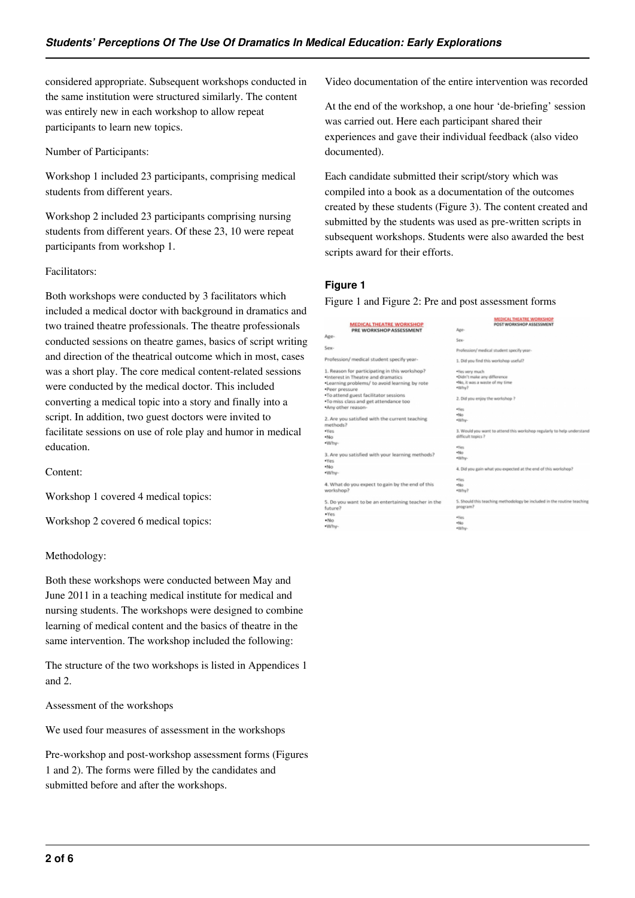considered appropriate. Subsequent workshops conducted in the same institution were structured similarly. The content was entirely new in each workshop to allow repeat participants to learn new topics.

Number of Participants:

Workshop 1 included 23 participants, comprising medical students from different years.

Workshop 2 included 23 participants comprising nursing students from different years. Of these 23, 10 were repeat participants from workshop 1.

Facilitators:

Both workshops were conducted by 3 facilitators which included a medical doctor with background in dramatics and two trained theatre professionals. The theatre professionals conducted sessions on theatre games, basics of script writing and direction of the theatrical outcome which in most, cases was a short play. The core medical content-related sessions were conducted by the medical doctor. This included converting a medical topic into a story and finally into a script. In addition, two guest doctors were invited to facilitate sessions on use of role play and humor in medical education.

Content:

Workshop 1 covered 4 medical topics:

Workshop 2 covered 6 medical topics:

Methodology:

Both these workshops were conducted between May and June 2011 in a teaching medical institute for medical and nursing students. The workshops were designed to combine learning of medical content and the basics of theatre in the same intervention. The workshop included the following:

The structure of the two workshops is listed in Appendices 1 and 2.

Assessment of the workshops

We used four measures of assessment in the workshops

Pre-workshop and post-workshop assessment forms (Figures 1 and 2). The forms were filled by the candidates and submitted before and after the workshops.

Video documentation of the entire intervention was recorded

At the end of the workshop, a one hour 'de-briefing' session was carried out. Here each participant shared their experiences and gave their individual feedback (also video documented).

Each candidate submitted their script/story which was compiled into a book as a documentation of the outcomes created by these students (Figure 3). The content created and submitted by the students was used as pre-written scripts in subsequent workshops. Students were also awarded the best scripts award for their efforts.

### Figure 1

Figure 1 and Figure 2: Pre and post assessment forms

**MEDICAL THEATRE WORKSHOP**
**PRE WORKSHOP ASSESSMENT**

Age-

Sex-

Profession/ medical student specify year-

1. Reason for participating in this workshop?
- Interest in Theatre and dramatics
- Learning problems/ to avoid learning by rote
- Peer pressure
- To attend guest facilitator sessions
- To miss class and get attendance too
- Any other reason-

2. Are you satisfied with the current teaching methods?
- Yes
- No
- Why-

3. Are you satisfied with your learning methods?
- Yes
- No
- Why-

4. What do you expect to gain by the end of this workshop?

5. Do you want to be an entertaining teacher in the future?
- Yes
- No
- Why-

**MEDICAL THEATRE WORKSHOP**
**POST WORKSHOP ASSESSMENT**

Age-

Sex-

Profession/ medical student specify year-

1. Did you find this workshop useful?
- Yes very much
- Didn't make any difference
- No, it was a waste of my time
- Why?

2. Did you enjoy the workshop ?
- Yes
- No
- Why-

3. Would you want to attend this workshop regularly to help understand difficult topics ?
- Yes
- No
- Why-

4. Did you gain what you expected at the end of this workshop?
- Yes
- No
- Why?

5. Should this teaching methodology be included in the routine teaching program?
- Yes
- No
- Why-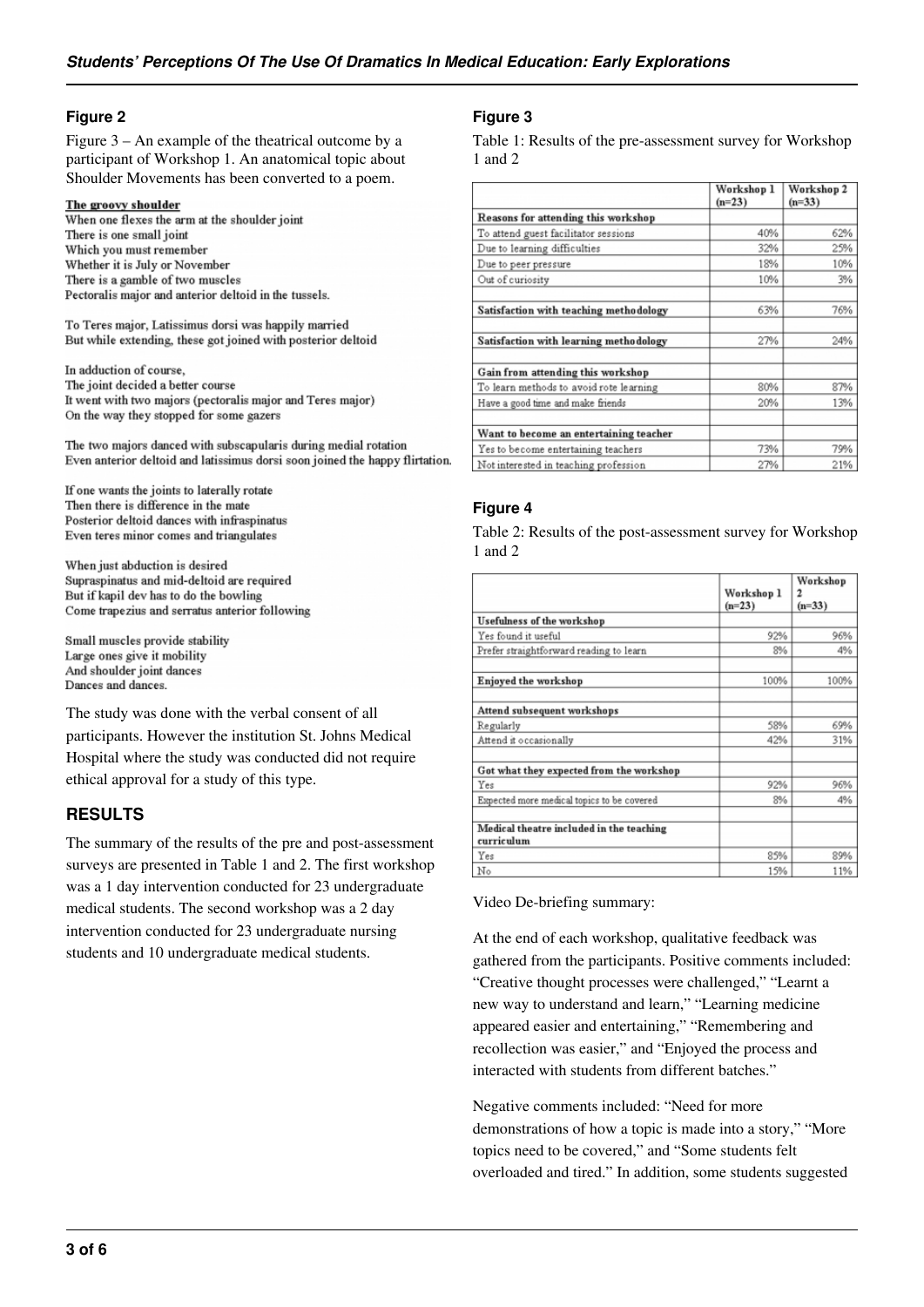## Figure 2

Figure 3 – An example of the theatrical outcome by a participant of Workshop 1. An anatomical topic about Shoulder Movements has been converted to a poem.

**The groovy shoulder**

When one flexes the arm at the shoulder joint
There is one small joint
Which you must remember
Whether it is July or November
There is a gamble of two muscles
Pectoralis major and anterior deltoid in the tussels.

To Teres major, Latissimus dorsi was happily married
But while extending, these got joined with posterior deltoid

In adduction of course,
The joint decided a better course
It went with two majors (pectoralis major and Teres major)
On the way they stopped for some gazers

The two majors danced with subscapularis during medial rotation
Even anterior deltoid and latissimus dorsi soon joined the happy flirtation.

If one wants the joints to laterally rotate
Then there is difference in the mate
Posterior deltoid dances with infraspinatus
Even teres minor comes and triangulates

When just abduction is desired
Supraspinatus and mid-deltoid are required
But if kapil dev has to do the bowling
Come trapezius and serratus anterior following

Small muscles provide stability
Large ones give it mobility
And shoulder joint dances
Dances and dances.

The study was done with the verbal consent of all participants. However the institution St. Johns Medical Hospital where the study was conducted did not require ethical approval for a study of this type.

## RESULTS

The summary of the results of the pre and post-assessment surveys are presented in Table 1 and 2. The first workshop was a 1 day intervention conducted for 23 undergraduate medical students. The second workshop was a 2 day intervention conducted for 23 undergraduate nursing students and 10 undergraduate medical students.

## Figure 3

Table 1: Results of the pre-assessment survey for Workshop 1 and 2

| | Workshop 1 (n=23) | Workshop 2 (n=33) |
|---|---|---|
| **Reasons for attending this workshop** | | |
| To attend guest facilitator sessions | 40% | 62% |
| Due to learning difficulties | 32% | 25% |
| Due to peer pressure | 18% | 10% |
| Out of curiosity | 10% | 3% |
| | | |
| **Satisfaction with teaching methodology** | 63% | 76% |
| | | |
| **Satisfaction with learning methodology** | 27% | 24% |
| | | |
| **Gain from attending this workshop** | | |
| To learn methods to avoid rote learning | 80% | 87% |
| Have a good time and make friends | 20% | 13% |
| | | |
| **Want to become an entertaining teacher** | | |
| Yes to become entertaining teachers | 73% | 79% |
| Not interested in teaching profession | 27% | 21% |

## Figure 4

Table 2: Results of the post-assessment survey for Workshop 1 and 2

| | Workshop 1 (n=23) | Workshop 2 (n=33) |
|---|---|---|
| **Usefulness of the workshop** | | |
| Yes found it useful | 92% | 96% |
| Prefer straightforward reading to learn | 8% | 4% |
| | | |
| **Enjoyed the workshop** | 100% | 100% |
| | | |
| **Attend subsequent workshops** | | |
| Regularly | 58% | 69% |
| Attend it occasionally | 42% | 31% |
| | | |
| **Got what they expected from the workshop** | | |
| Yes | 92% | 96% |
| Expected more medical topics to be covered | 8% | 4% |
| | | |
| **Medical theatre included in the teaching curriculum** | | |
| Yes | 85% | 89% |
| No | 15% | 11% |

Video De-briefing summary:

At the end of each workshop, qualitative feedback was gathered from the participants. Positive comments included: “Creative thought processes were challenged,” “Learnt a new way to understand and learn,” “Learning medicine appeared easier and entertaining,” “Remembering and recollection was easier,” and “Enjoyed the process and interacted with students from different batches.”

Negative comments included: “Need for more demonstrations of how a topic is made into a story,” “More topics need to be covered,” and “Some students felt overloaded and tired.” In addition, some students suggested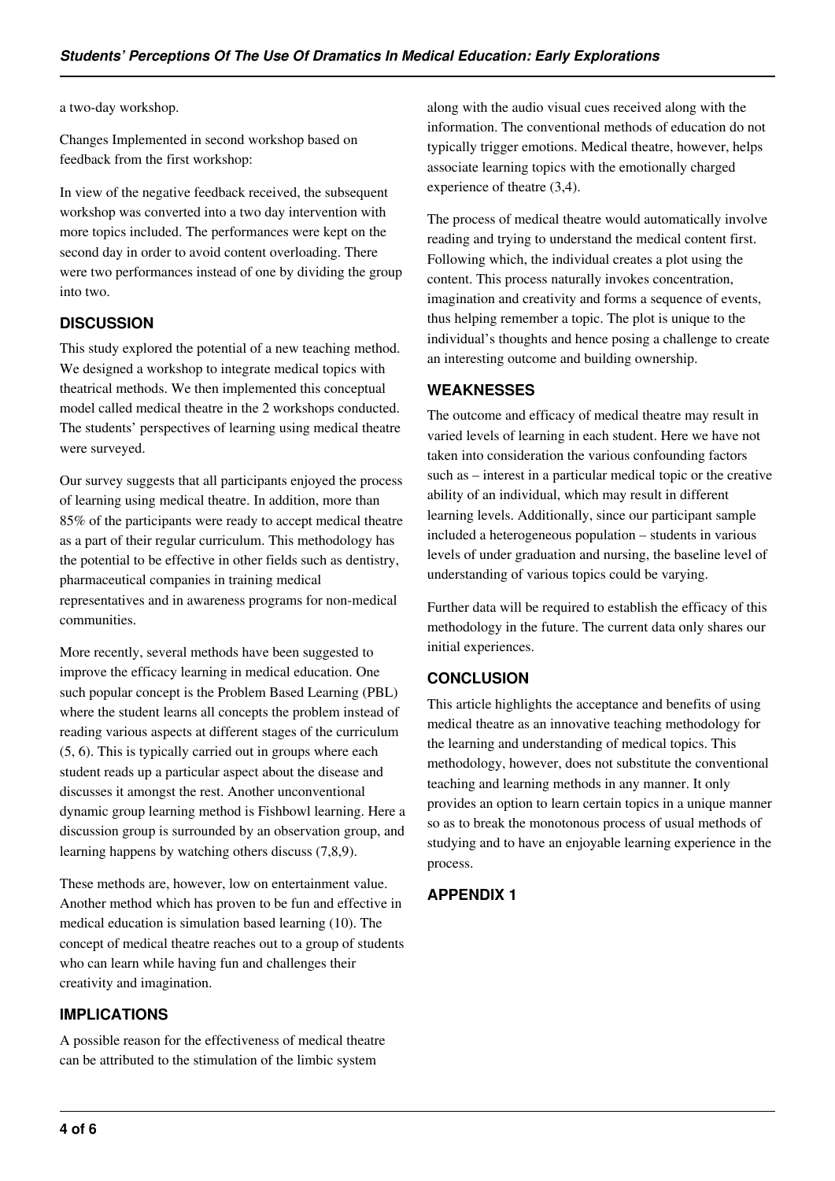a two-day workshop.

Changes Implemented in second workshop based on feedback from the first workshop:

In view of the negative feedback received, the subsequent workshop was converted into a two day intervention with more topics included. The performances were kept on the second day in order to avoid content overloading. There were two performances instead of one by dividing the group into two.

## DISCUSSION

This study explored the potential of a new teaching method. We designed a workshop to integrate medical topics with theatrical methods. We then implemented this conceptual model called medical theatre in the 2 workshops conducted. The students' perspectives of learning using medical theatre were surveyed.

Our survey suggests that all participants enjoyed the process of learning using medical theatre. In addition, more than 85% of the participants were ready to accept medical theatre as a part of their regular curriculum. This methodology has the potential to be effective in other fields such as dentistry, pharmaceutical companies in training medical representatives and in awareness programs for non-medical communities.

More recently, several methods have been suggested to improve the efficacy learning in medical education. One such popular concept is the Problem Based Learning (PBL) where the student learns all concepts the problem instead of reading various aspects at different stages of the curriculum (5, 6). This is typically carried out in groups where each student reads up a particular aspect about the disease and discusses it amongst the rest. Another unconventional dynamic group learning method is Fishbowl learning. Here a discussion group is surrounded by an observation group, and learning happens by watching others discuss (7,8,9).

These methods are, however, low on entertainment value. Another method which has proven to be fun and effective in medical education is simulation based learning (10). The concept of medical theatre reaches out to a group of students who can learn while having fun and challenges their creativity and imagination.

## IMPLICATIONS

A possible reason for the effectiveness of medical theatre can be attributed to the stimulation of the limbic system along with the audio visual cues received along with the information. The conventional methods of education do not typically trigger emotions. Medical theatre, however, helps associate learning topics with the emotionally charged experience of theatre (3,4).

The process of medical theatre would automatically involve reading and trying to understand the medical content first. Following which, the individual creates a plot using the content. This process naturally invokes concentration, imagination and creativity and forms a sequence of events, thus helping remember a topic. The plot is unique to the individual's thoughts and hence posing a challenge to create an interesting outcome and building ownership.

## WEAKNESSES

The outcome and efficacy of medical theatre may result in varied levels of learning in each student. Here we have not taken into consideration the various confounding factors such as – interest in a particular medical topic or the creative ability of an individual, which may result in different learning levels. Additionally, since our participant sample included a heterogeneous population – students in various levels of under graduation and nursing, the baseline level of understanding of various topics could be varying.

Further data will be required to establish the efficacy of this methodology in the future. The current data only shares our initial experiences.

## CONCLUSION

This article highlights the acceptance and benefits of using medical theatre as an innovative teaching methodology for the learning and understanding of medical topics. This methodology, however, does not substitute the conventional teaching and learning methods in any manner. It only provides an option to learn certain topics in a unique manner so as to break the monotonous process of usual methods of studying and to have an enjoyable learning experience in the process.

## APPENDIX 1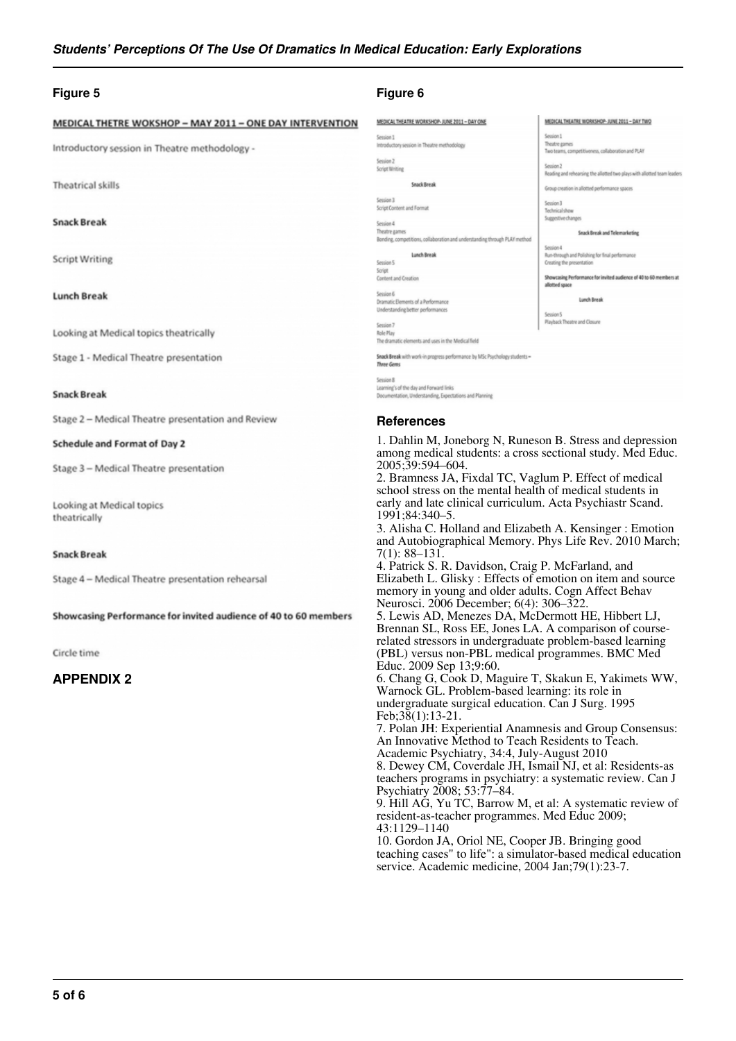## Figure 5

MEDICAL THETRE WOKSHOP – MAY 2011 – ONE DAY INTERVENTION

Introductory session in Theatre methodology -

Theatrical skills

**Snack Break**

Script Writing

**Lunch Break**

Looking at Medical topics theatrically

Stage 1 - Medical Theatre presentation

**Snack Break**

Stage 2 – Medical Theatre presentation and Review

**Schedule and Format of Day 2**

Stage 3 – Medical Theatre presentation

Looking at Medical topics theatrically

**Snack Break**

Stage 4 – Medical Theatre presentation rehearsal

**Showcasing Performance for invited audience of 40 to 60 members**

Circle time

## APPENDIX 2

## Figure 6

MEDICAL THEATRE WORKSHOP- JUNE 2011 – DAY ONE

Session 1
Introductory session in Theatre methodology

Session 2
Script Writing

**Snack Break**

Session 3
Script Content and Format

Session 4
Theatre games
Bonding, competitions, collaboration and understanding through PLAY method

**Lunch Break**

Session 5
Script
Content and Creation

Session 6
Dramatic Elements of a Performance
Understanding better performances

Session 7
Role Play
The dramatic elements and uses in the Medical field

**Snack Break** with work-in progress performance by MSc Psychology students – ***Three Gems***

Session 8
Learning's of the day and Forward links
Documentation, Understanding, Expectations and Planning

MEDICAL THEATRE WORKSHOP- JUNE 2011 – DAY TWO

Session 1
Theatre games
Two teams, competitiveness, collaboration and PLAY

Session 2
Reading and rehearsing the allotted two plays with allotted team leaders

Group creation in allotted performance spaces

Session 3
Technical show
Suggestive changes

**Snack Break and Telemarketing**

Session 4
Run-through and Polishing for final performance
Creating the presentation

**Showcasing Performance for invited audience of 40 to 60 members at allotted space**

**Lunch Break**

Session 5
Playback Theatre and Closure

## References

1. Dahlin M, Joneborg N, Runeson B. Stress and depression among medical students: a cross sectional study. Med Educ. 2005;39:594–604.
2. Bramness JA, Fixdal TC, Vaglum P. Effect of medical school stress on the mental health of medical students in early and late clinical curriculum. Acta Psychiastr Scand. 1991;84:340–5.
3. Alisha C. Holland and Elizabeth A. Kensinger : Emotion and Autobiographical Memory. Phys Life Rev. 2010 March; 7(1): 88–131.
4. Patrick S. R. Davidson, Craig P. McFarland, and Elizabeth L. Glisky : Effects of emotion on item and source memory in young and older adults. Cogn Affect Behav Neurosci. 2006 December; 6(4): 306–322.
5. Lewis AD, Menezes DA, McDermott HE, Hibbert LJ, Brennan SL, Ross EE, Jones LA. A comparison of course-related stressors in undergraduate problem-based learning (PBL) versus non-PBL medical programmes. BMC Med Educ. 2009 Sep 13;9:60.
6. Chang G, Cook D, Maguire T, Skakun E, Yakimets WW, Warnock GL. Problem-based learning: its role in undergraduate surgical education. Can J Surg. 1995 Feb;38(1):13-21.
7. Polan JH: Experiential Anamnesis and Group Consensus: An Innovative Method to Teach Residents to Teach. Academic Psychiatry, 34:4, July-August 2010
8. Dewey CM, Coverdale JH, Ismail NJ, et al: Residents-as teachers programs in psychiatry: a systematic review. Can J Psychiatry 2008; 53:77–84.
9. Hill AG, Yu TC, Barrow M, et al: A systematic review of resident-as-teacher programmes. Med Educ 2009; 43:1129–1140
10. Gordon JA, Oriol NE, Cooper JB. Bringing good teaching cases" to life": a simulator-based medical education service. Academic medicine, 2004 Jan;79(1):23-7.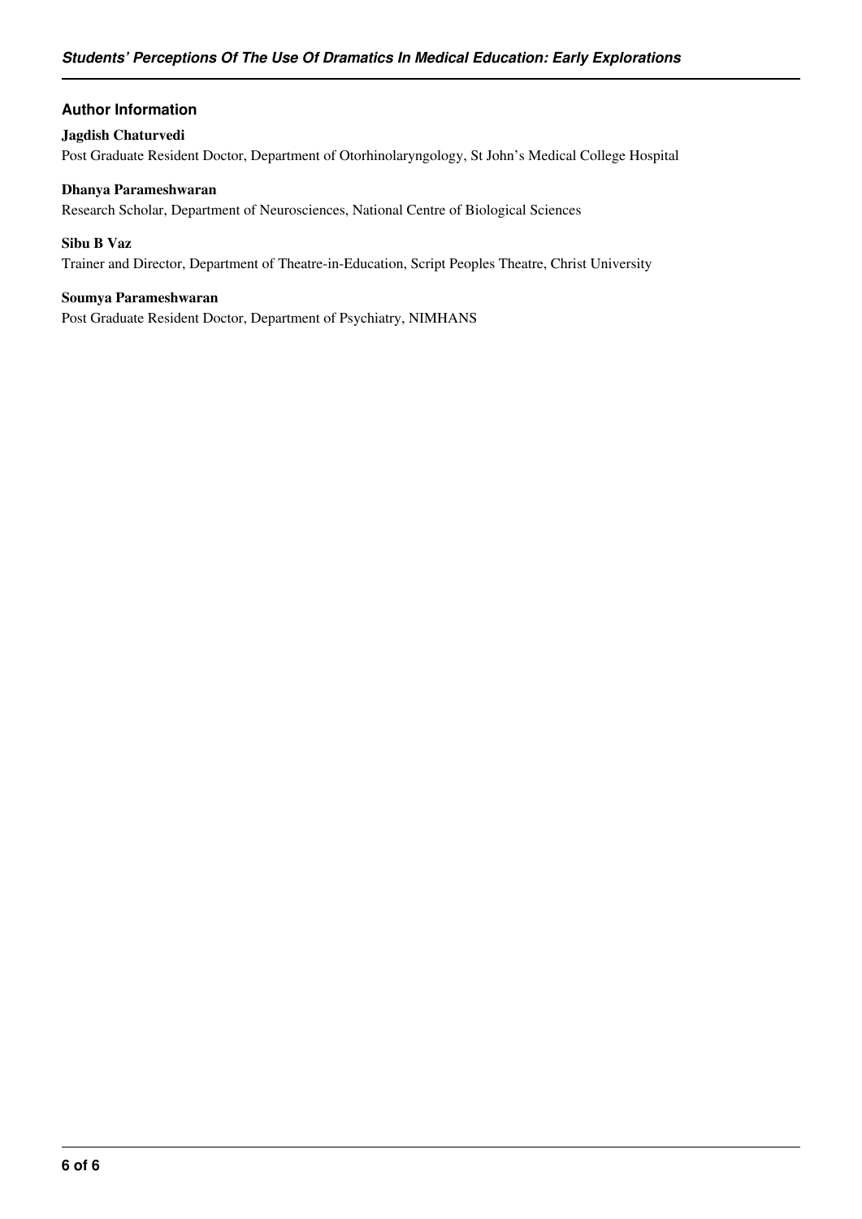## Author Information

**Jagdish Chaturvedi**
Post Graduate Resident Doctor, Department of Otorhinolaryngology, St John's Medical College Hospital

**Dhanya Parameshwaran**
Research Scholar, Department of Neurosciences, National Centre of Biological Sciences

**Sibu B Vaz**
Trainer and Director, Department of Theatre-in-Education, Script Peoples Theatre, Christ University

**Soumya Parameshwaran**
Post Graduate Resident Doctor, Department of Psychiatry, NIMHANS